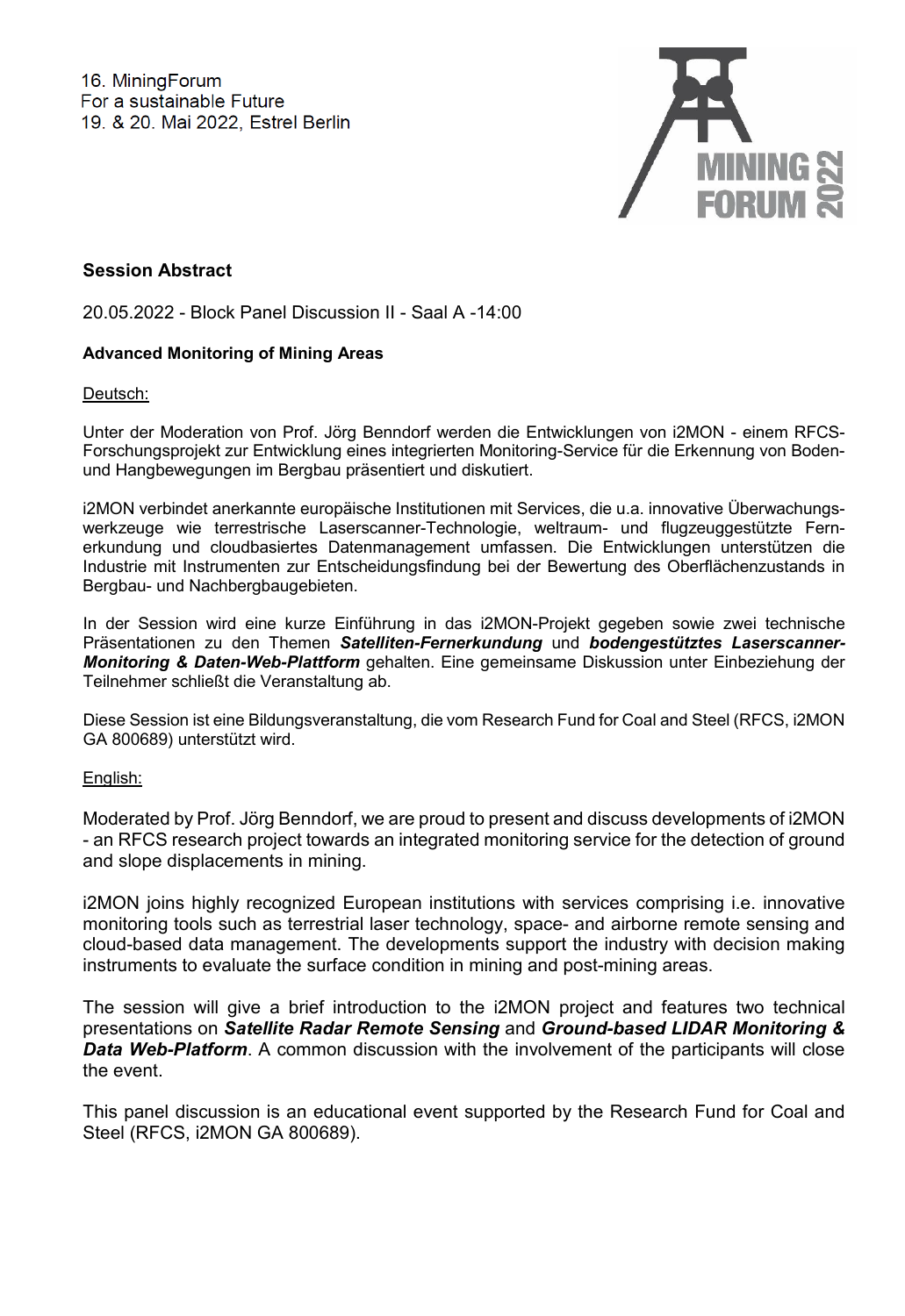16. MiningForum
For a sustainable Future
19. & 20. Mai 2022, Estrel Berlin

MINING FORUM 2022

## Session Abstract

20.05.2022 - Block Panel Discussion II - Saal A -14:00

### Advanced Monitoring of Mining Areas

Deutsch:

Unter der Moderation von Prof. Jörg Benndorf werden die Entwicklungen von i2MON - einem RFCS-Forschungsprojekt zur Entwicklung eines integrierten Monitoring-Service für die Erkennung von Boden- und Hangbewegungen im Bergbau präsentiert und diskutiert.

i2MON verbindet anerkannte europäische Institutionen mit Services, die u.a. innovative Überwachungswerkzeuge wie terrestrische Laserscanner-Technologie, weltraum- und flugzeuggestützte Fernerkundung und cloudbasiertes Datenmanagement umfassen. Die Entwicklungen unterstützen die Industrie mit Instrumenten zur Entscheidungsfindung bei der Bewertung des Oberflächenzustands in Bergbau- und Nachbergbaugebieten.

In der Session wird eine kurze Einführung in das i2MON-Projekt gegeben sowie zwei technische Präsentationen zu den Themen ***Satelliten-Fernerkundung*** und ***bodengestütztes Laserscanner-Monitoring & Daten-Web-Plattform*** gehalten. Eine gemeinsame Diskussion unter Einbeziehung der Teilnehmer schließt die Veranstaltung ab.

Diese Session ist eine Bildungsveranstaltung, die vom Research Fund for Coal and Steel (RFCS, i2MON GA 800689) unterstützt wird.

English:

Moderated by Prof. Jörg Benndorf, we are proud to present and discuss developments of i2MON - an RFCS research project towards an integrated monitoring service for the detection of ground and slope displacements in mining.

i2MON joins highly recognized European institutions with services comprising i.e. innovative monitoring tools such as terrestrial laser technology, space- and airborne remote sensing and cloud-based data management. The developments support the industry with decision making instruments to evaluate the surface condition in mining and post-mining areas.

The session will give a brief introduction to the i2MON project and features two technical presentations on ***Satellite Radar Remote Sensing*** and ***Ground-based LIDAR Monitoring & Data Web-Platform***. A common discussion with the involvement of the participants will close the event.

This panel discussion is an educational event supported by the Research Fund for Coal and Steel (RFCS, i2MON GA 800689).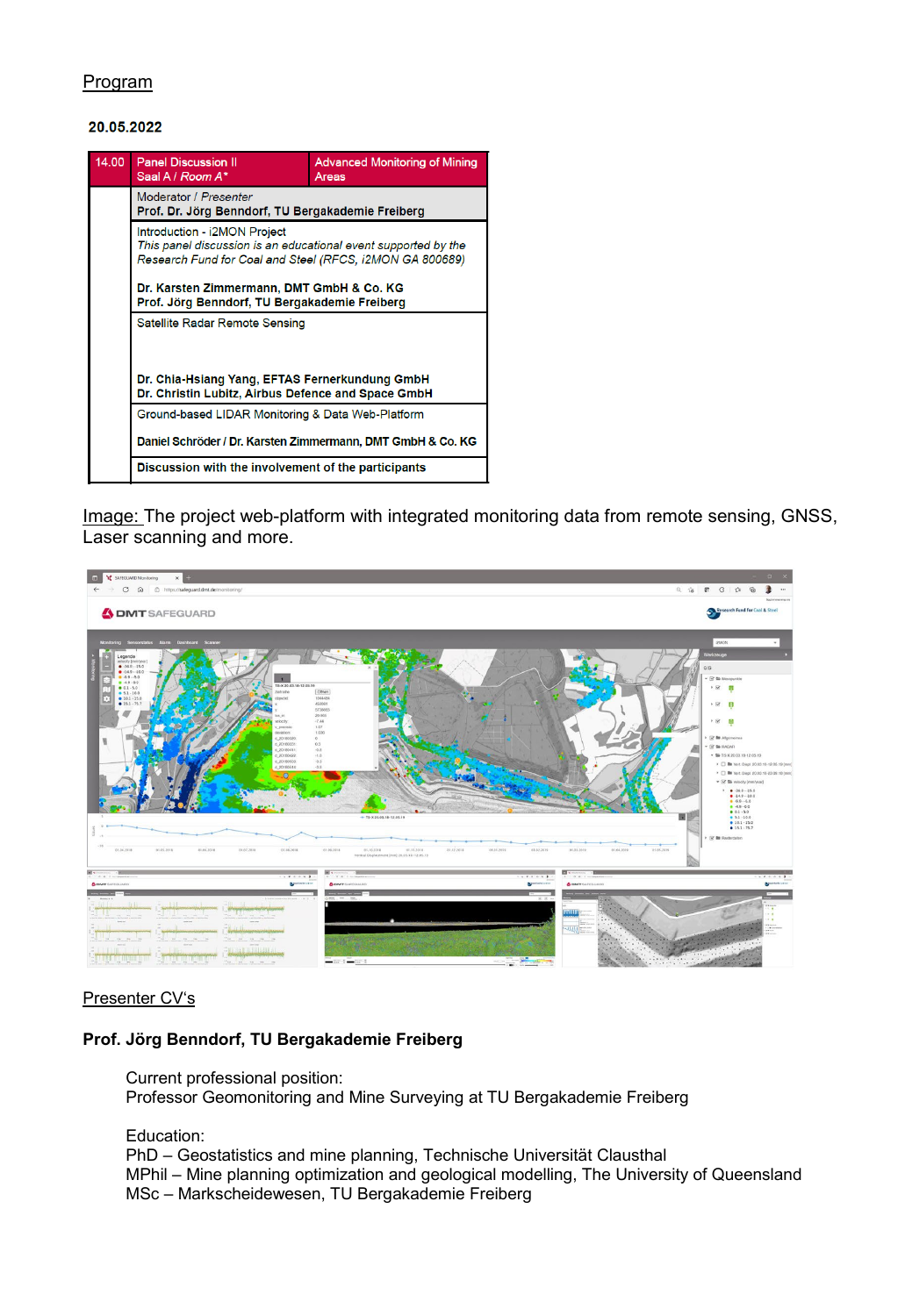Program

**20.05.2022**

| 14.00 | Panel Discussion II<br>Saal A / *Room A** | Advanced Monitoring of Mining Areas |
|---|---|---|
| | Moderator / *Presenter*<br>**Prof. Dr. Jörg Benndorf, TU Bergakademie Freiberg** | |
| | Introduction - i2MON Project<br>*This panel discussion is an educational event supported by the Research Fund for Coal and Steel (RFCS, i2MON GA 800689)*<br><br>**Dr. Karsten Zimmermann, DMT GmbH & Co. KG**<br>**Prof. Jörg Benndorf, TU Bergakademie Freiberg** | |
| | Satellite Radar Remote Sensing<br><br>**Dr. Chia-Hsiang Yang, EFTAS Fernerkundung GmbH**<br>**Dr. Christin Lubitz, Airbus Defence and Space GmbH** | |
| | Ground-based LIDAR Monitoring & Data Web-Platform<br><br>**Daniel Schröder / Dr. Karsten Zimmermann, DMT GmbH & Co. KG** | |
| | **Discussion with the involvement of the participants** | |

Image: The project web-platform with integrated monitoring data from remote sensing, GNSS, Laser scanning and more.

Presenter CV's

**Prof. Jörg Benndorf, TU Bergakademie Freiberg**

Current professional position:
Professor Geomonitoring and Mine Surveying at TU Bergakademie Freiberg

Education:
PhD – Geostatistics and mine planning, Technische Universität Clausthal
MPhil – Mine planning optimization and geological modelling, The University of Queensland
MSc – Markscheidewesen, TU Bergakademie Freiberg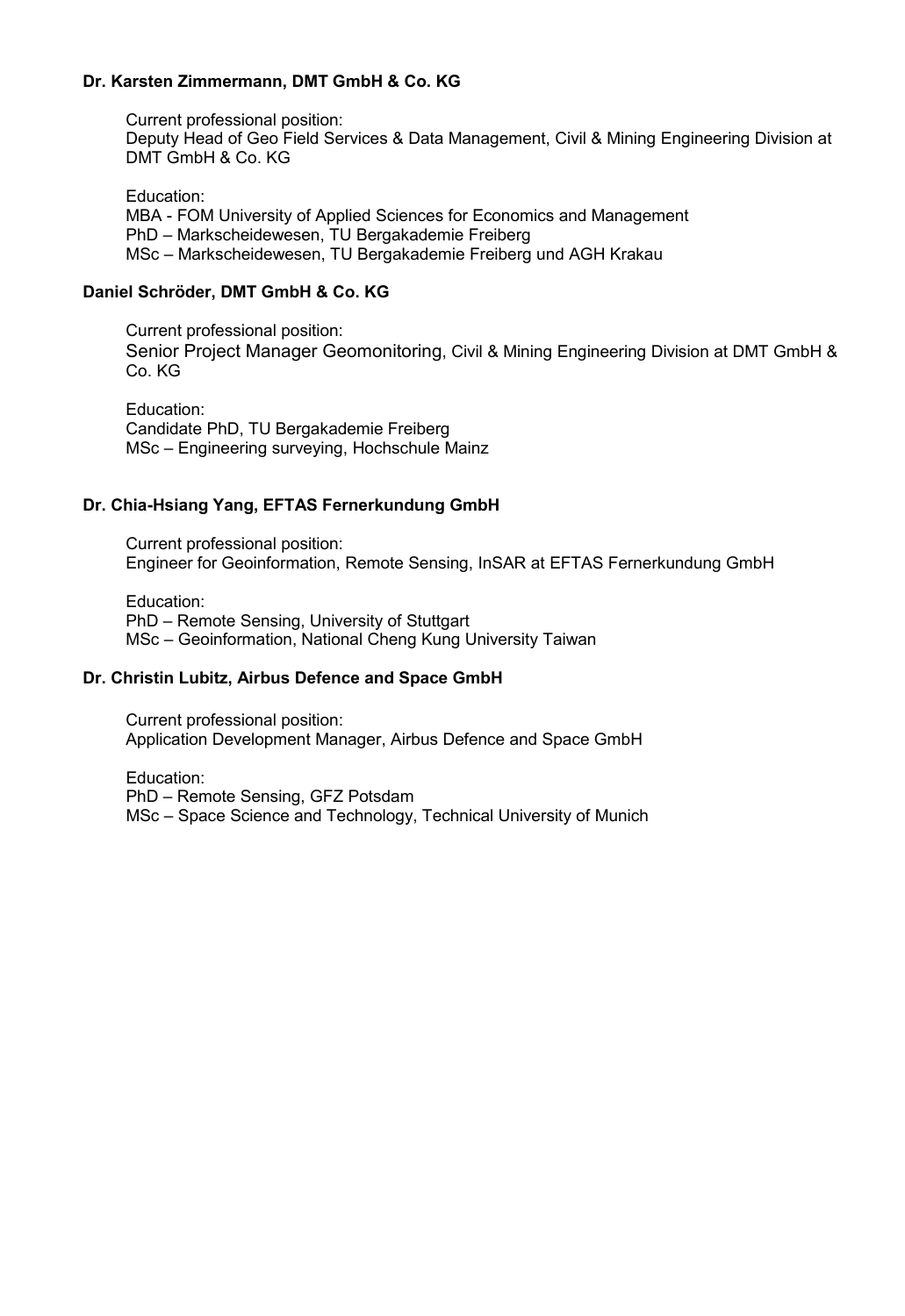**Dr. Karsten Zimmermann, DMT GmbH & Co. KG**

Current professional position:
Deputy Head of Geo Field Services & Data Management, Civil & Mining Engineering Division at DMT GmbH & Co. KG

Education:
MBA - FOM University of Applied Sciences for Economics and Management
PhD – Markscheidewesen, TU Bergakademie Freiberg
MSc – Markscheidewesen, TU Bergakademie Freiberg und AGH Krakau

**Daniel Schröder, DMT GmbH & Co. KG**

Current professional position:
Senior Project Manager Geomonitoring, Civil & Mining Engineering Division at DMT GmbH & Co. KG

Education:
Candidate PhD, TU Bergakademie Freiberg
MSc – Engineering surveying, Hochschule Mainz

**Dr. Chia-Hsiang Yang, EFTAS Fernerkundung GmbH**

Current professional position:
Engineer for Geoinformation, Remote Sensing, InSAR at EFTAS Fernerkundung GmbH

Education:
PhD – Remote Sensing, University of Stuttgart
MSc – Geoinformation, National Cheng Kung University Taiwan

**Dr. Christin Lubitz, Airbus Defence and Space GmbH**

Current professional position:
Application Development Manager, Airbus Defence and Space GmbH

Education:
PhD – Remote Sensing, GFZ Potsdam
MSc – Space Science and Technology, Technical University of Munich